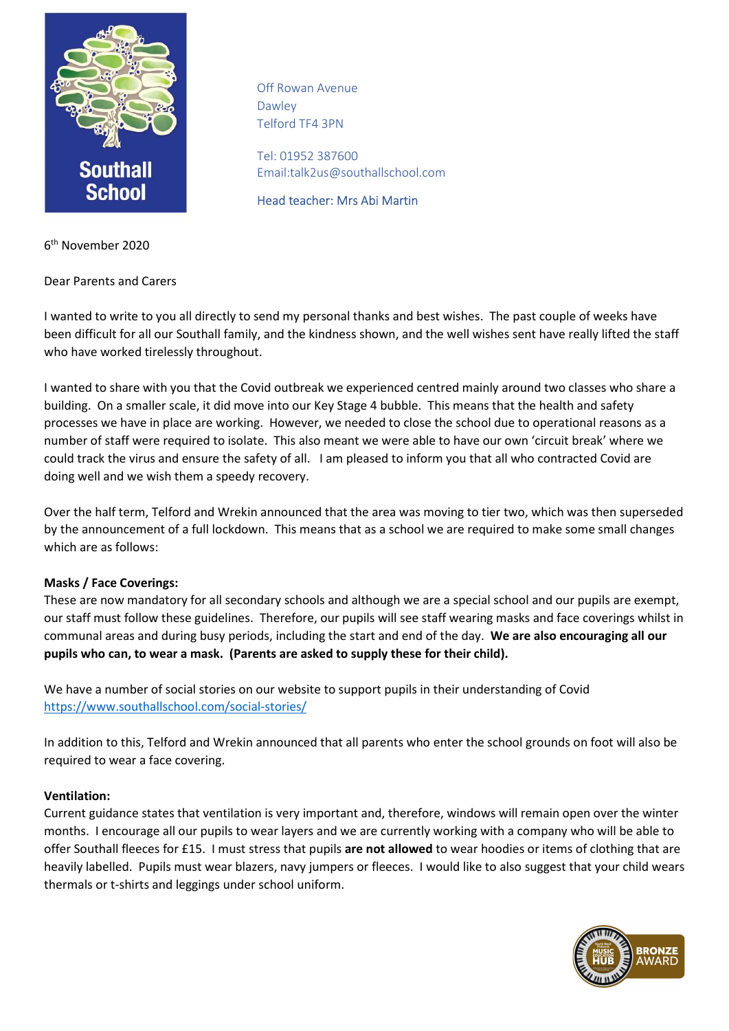Southall School

Off Rowan Avenue
Dawley
Telford TF4 3PN

Tel: 01952 387600
Email:talk2us@southallschool.com

Head teacher: Mrs Abi Martin

6th November 2020

Dear Parents and Carers

I wanted to write to you all directly to send my personal thanks and best wishes. The past couple of weeks have been difficult for all our Southall family, and the kindness shown, and the well wishes sent have really lifted the staff who have worked tirelessly throughout.

I wanted to share with you that the Covid outbreak we experienced centred mainly around two classes who share a building. On a smaller scale, it did move into our Key Stage 4 bubble. This means that the health and safety processes we have in place are working. However, we needed to close the school due to operational reasons as a number of staff were required to isolate. This also meant we were able to have our own 'circuit break' where we could track the virus and ensure the safety of all. I am pleased to inform you that all who contracted Covid are doing well and we wish them a speedy recovery.

Over the half term, Telford and Wrekin announced that the area was moving to tier two, which was then superseded by the announcement of a full lockdown. This means that as a school we are required to make some small changes which are as follows:

**Masks / Face Coverings:**
These are now mandatory for all secondary schools and although we are a special school and our pupils are exempt, our staff must follow these guidelines. Therefore, our pupils will see staff wearing masks and face coverings whilst in communal areas and during busy periods, including the start and end of the day. **We are also encouraging all our pupils who can, to wear a mask. (Parents are asked to supply these for their child).**

We have a number of social stories on our website to support pupils in their understanding of Covid
[https://www.southallschool.com/social-stories/](https://www.southallschool.com/social-stories/)

In addition to this, Telford and Wrekin announced that all parents who enter the school grounds on foot will also be required to wear a face covering.

**Ventilation:**
Current guidance states that ventilation is very important and, therefore, windows will remain open over the winter months. I encourage all our pupils to wear layers and we are currently working with a company who will be able to offer Southall fleeces for £15. I must stress that pupils **are not allowed** to wear hoodies or items of clothing that are heavily labelled. Pupils must wear blazers, navy jumpers or fleeces. I would like to also suggest that your child wears thermals or t-shirts and leggings under school uniform.

BRONZE AWARD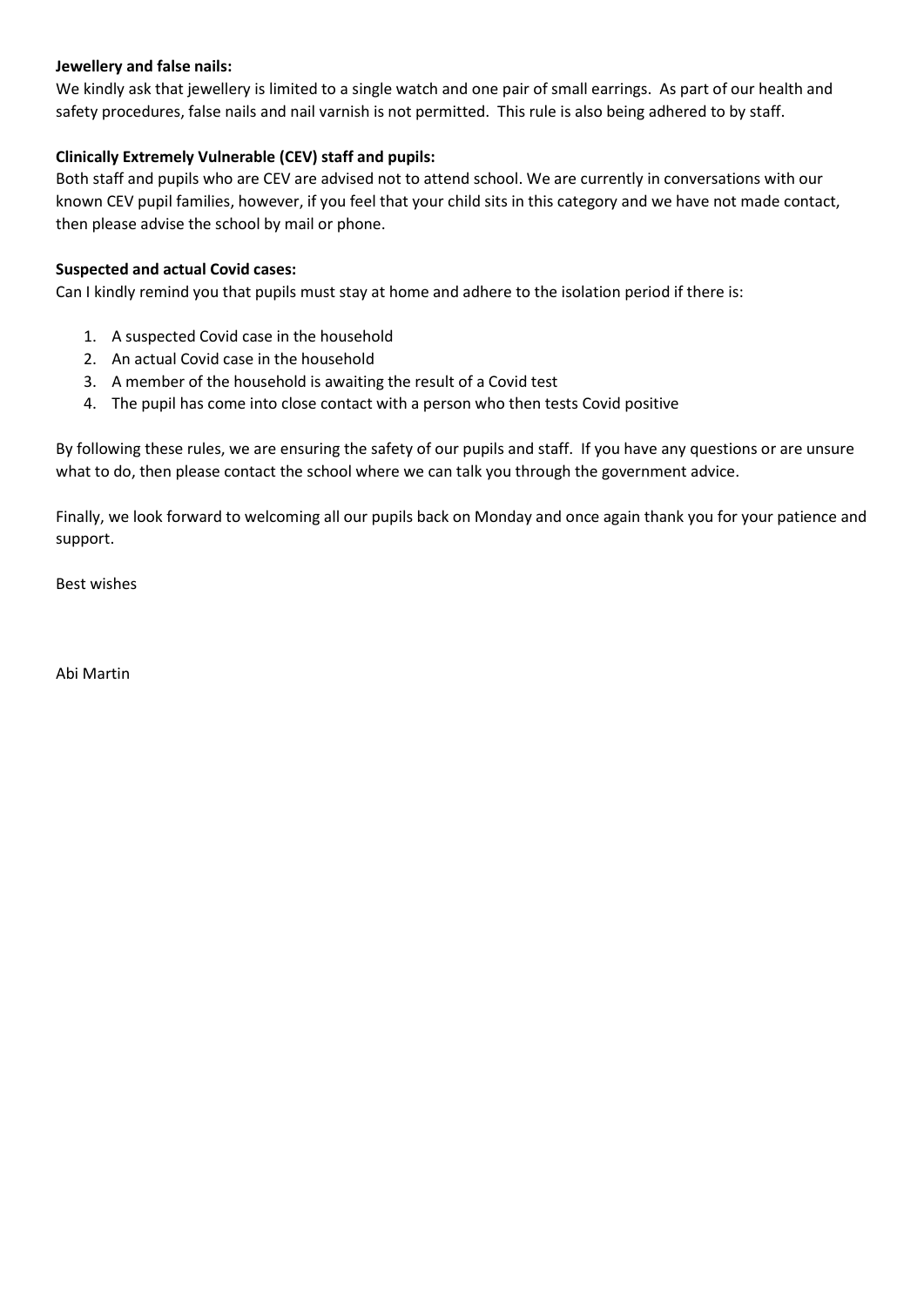**Jewellery and false nails:**

We kindly ask that jewellery is limited to a single watch and one pair of small earrings. As part of our health and safety procedures, false nails and nail varnish is not permitted. This rule is also being adhered to by staff.

**Clinically Extremely Vulnerable (CEV) staff and pupils:**

Both staff and pupils who are CEV are advised not to attend school. We are currently in conversations with our known CEV pupil families, however, if you feel that your child sits in this category and we have not made contact, then please advise the school by mail or phone.

**Suspected and actual Covid cases:**

Can I kindly remind you that pupils must stay at home and adhere to the isolation period if there is:

1. A suspected Covid case in the household
2. An actual Covid case in the household
3. A member of the household is awaiting the result of a Covid test
4. The pupil has come into close contact with a person who then tests Covid positive

By following these rules, we are ensuring the safety of our pupils and staff. If you have any questions or are unsure what to do, then please contact the school where we can talk you through the government advice.

Finally, we look forward to welcoming all our pupils back on Monday and once again thank you for your patience and support.

Best wishes

Abi Martin